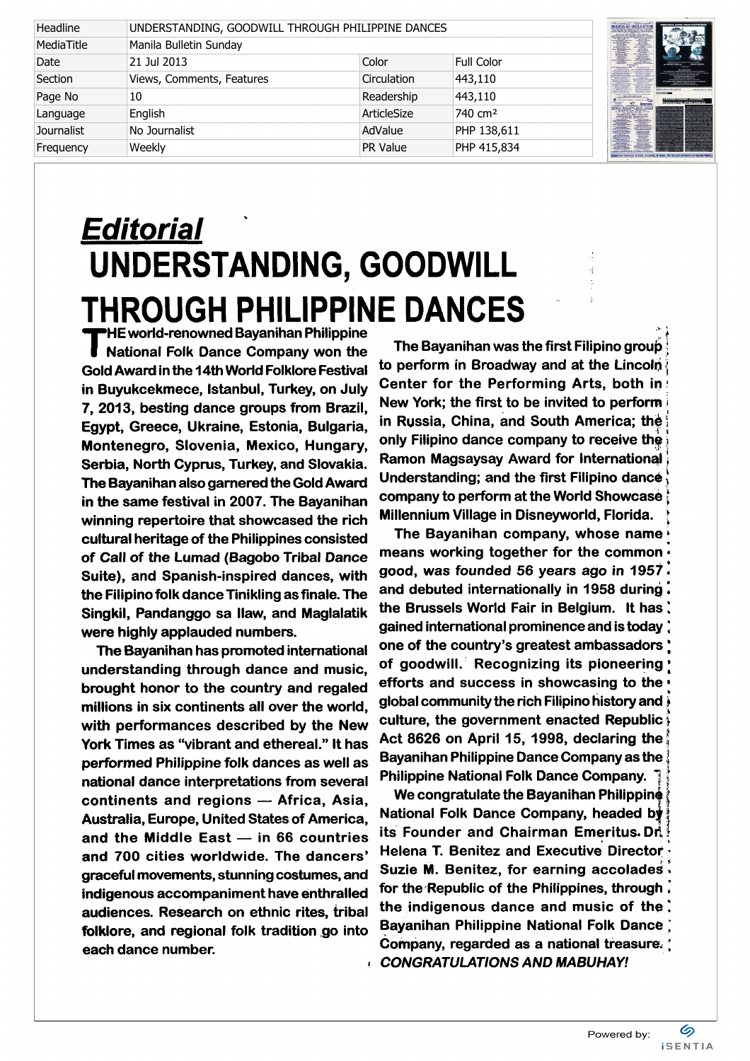| Headline | UNDERSTANDING, GOODWILL THROUGH PHILIPPINE DANCES | | |
|---|---|---|---|
| MediaTitle | Manila Bulletin Sunday | | |
| Date | 21 Jul 2013 | Color | Full Color |
| Section | Views, Comments, Features | Circulation | 443,110 |
| Page No | 10 | Readership | 443,110 |
| Language | English | ArticleSize | 740 cm² |
| Journalist | No Journalist | AdValue | PHP 138,611 |
| Frequency | Weekly | PR Value | PHP 415,834 |

***Editorial***

# UNDERSTANDING, GOODWILL THROUGH PHILIPPINE DANCES

THE world-renowned Bayanihan Philippine National Folk Dance Company won the Gold Award in the 14th World Folklore Festival in Buyukcekmece, Istanbul, Turkey, on July 7, 2013, besting dance groups from Brazil, Egypt, Greece, Ukraine, Estonia, Bulgaria, Montenegro, Slovenia, Mexico, Hungary, Serbia, North Cyprus, Turkey, and Slovakia. The Bayanihan also garnered the Gold Award in the same festival in 2007. The Bayanihan winning repertoire that showcased the rich cultural heritage of the Philippines consisted of Call of the Lumad (Bagobo Tribal Dance Suite), and Spanish-inspired dances, with the Filipino folk dance Tinikling as finale. The Singkil, Pandanggo sa Ilaw, and Maglalatik were highly applauded numbers.

The Bayanihan has promoted international understanding through dance and music, brought honor to the country and regaled millions in six continents all over the world, with performances described by the New York Times as "vibrant and ethereal." It has performed Philippine folk dances as well as national dance interpretations from several continents and regions — Africa, Asia, Australia, Europe, United States of America, and the Middle East — in 66 countries and 700 cities worldwide. The dancers' graceful movements, stunning costumes, and indigenous accompaniment have enthralled audiences. Research on ethnic rites, tribal folklore, and regional folk tradition go into each dance number.

The Bayanihan was the first Filipino group to perform in Broadway and at the Lincoln Center for the Performing Arts, both in New York; the first to be invited to perform in Russia, China, and South America; the only Filipino dance company to receive the Ramon Magsaysay Award for International Understanding; and the first Filipino dance company to perform at the World Showcase Millennium Village in Disneyworld, Florida.

The Bayanihan company, whose name means working together for the common good, was founded 56 years ago in 1957 and debuted internationally in 1958 during the Brussels World Fair in Belgium. It has gained international prominence and is today one of the country's greatest ambassadors of goodwill. Recognizing its pioneering efforts and success in showcasing to the global community the rich Filipino history and culture, the government enacted Republic Act 8626 on April 15, 1998, declaring the Bayanihan Philippine Dance Company as the Philippine National Folk Dance Company.

We congratulate the Bayanihan Philippine National Folk Dance Company, headed by its Founder and Chairman Emeritus Dr. Helena T. Benitez and Executive Director Suzie M. Benitez, for earning accolades for the Republic of the Philippines, through the indigenous dance and music of the Bayanihan Philippine National Folk Dance Company, regarded as a national treasure.

***CONGRATULATIONS AND MABUHAY!***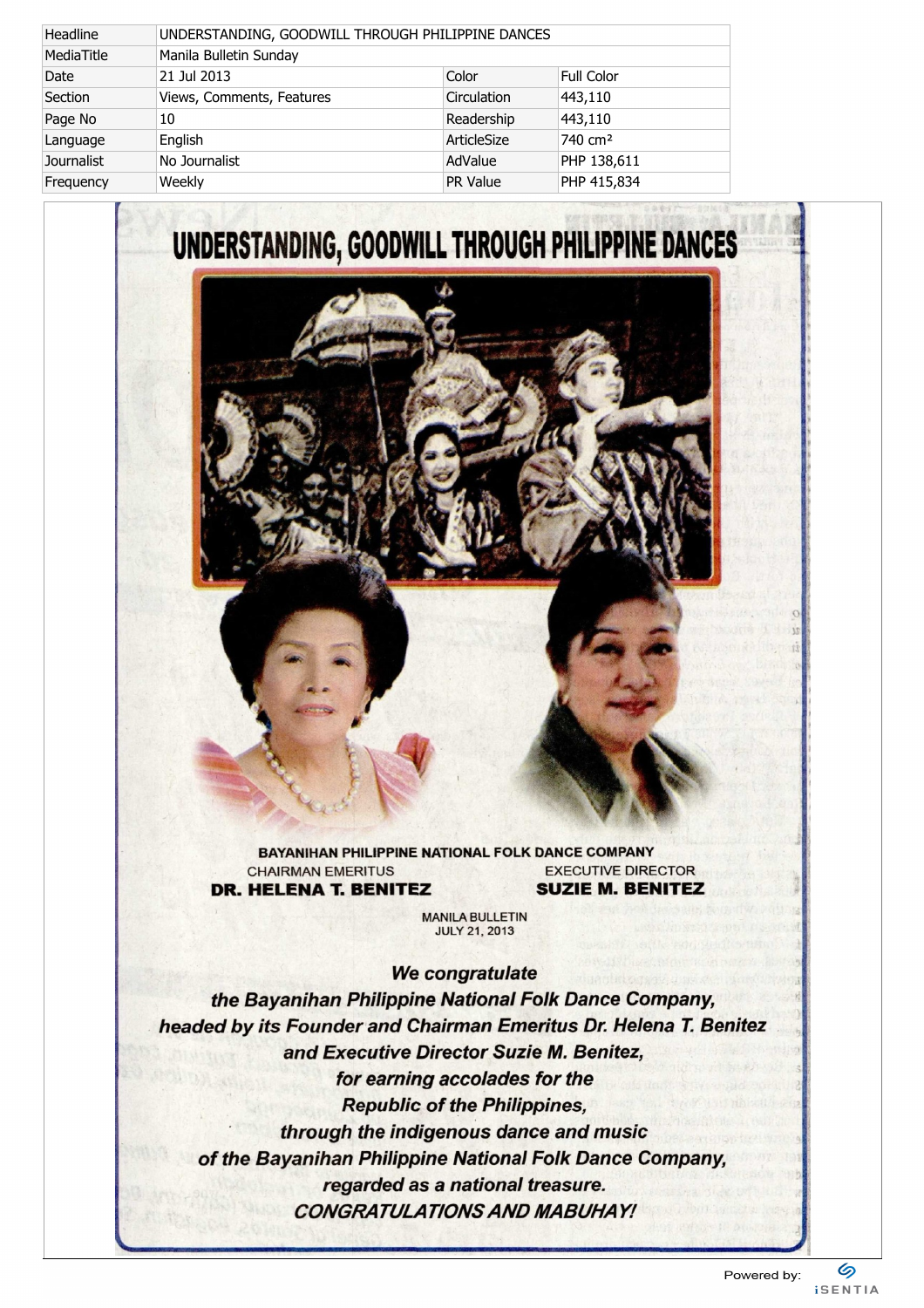| | | | |
|---|---|---|---|
| Headline | UNDERSTANDING, GOODWILL THROUGH PHILIPPINE DANCES | | |
| MediaTitle | Manila Bulletin Sunday | | |
| Date | 21 Jul 2013 | Color | Full Color |
| Section | Views, Comments, Features | Circulation | 443,110 |
| Page No | 10 | Readership | 443,110 |
| Language | English | ArticleSize | 740 cm² |
| Journalist | No Journalist | AdValue | PHP 138,611 |
| Frequency | Weekly | PR Value | PHP 415,834 |

# UNDERSTANDING, GOODWILL THROUGH PHILIPPINE DANCES

**BAYANIHAN PHILIPPINE NATIONAL FOLK DANCE COMPANY**

CHAIRMAN EMERITUS
**DR. HELENA T. BENITEZ**

EXECUTIVE DIRECTOR
**SUZIE M. BENITEZ**

MANILA BULLETIN
JULY 21, 2013

***We congratulate***
***the Bayanihan Philippine National Folk Dance Company,***
***headed by its Founder and Chairman Emeritus Dr. Helena T. Benitez***
***and Executive Director Suzie M. Benitez,***
***for earning accolades for the***
***Republic of the Philippines,***
***through the indigenous dance and music***
***of the Bayanihan Philippine National Folk Dance Company,***
***regarded as a national treasure.***
***CONGRATULATIONS AND MABUHAY!***